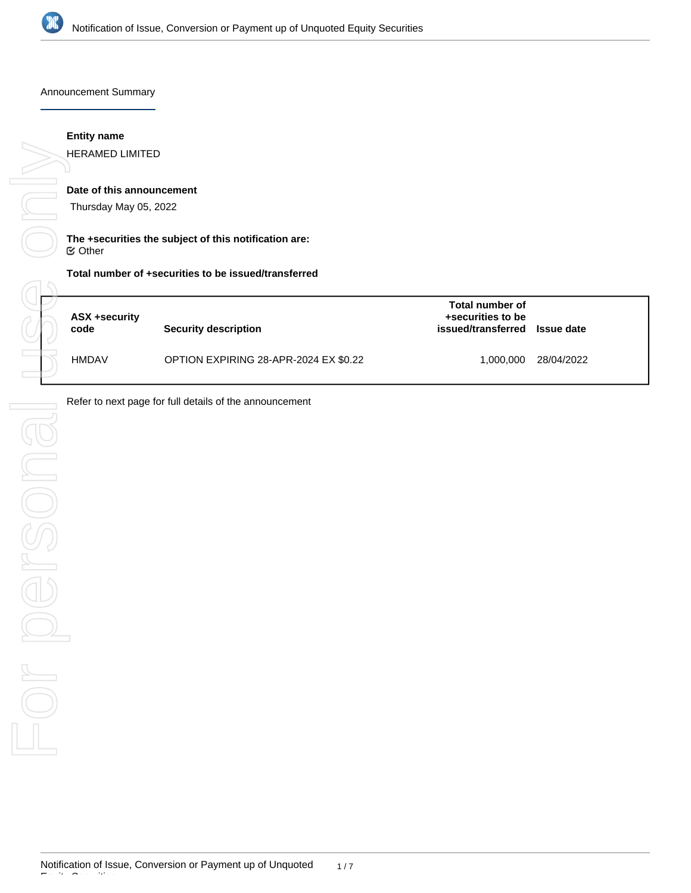## Announcement Summary

**Entity name**

HERAMED LIMITED

**Date of this announcement**

Thursday May 05, 2022

**The +securities the subject of this notification are:**

☑ Other

**Total number of +securities to be issued/transferred**

| ASX +security code | Security description | Total number of +securities to be issued/transferred | Issue date |
|---|---|---|---|
| HMDAV | OPTION EXPIRING 28-APR-2024 EX $0.22 | 1,000,000 | 28/04/2022 |

Refer to next page for full details of the announcement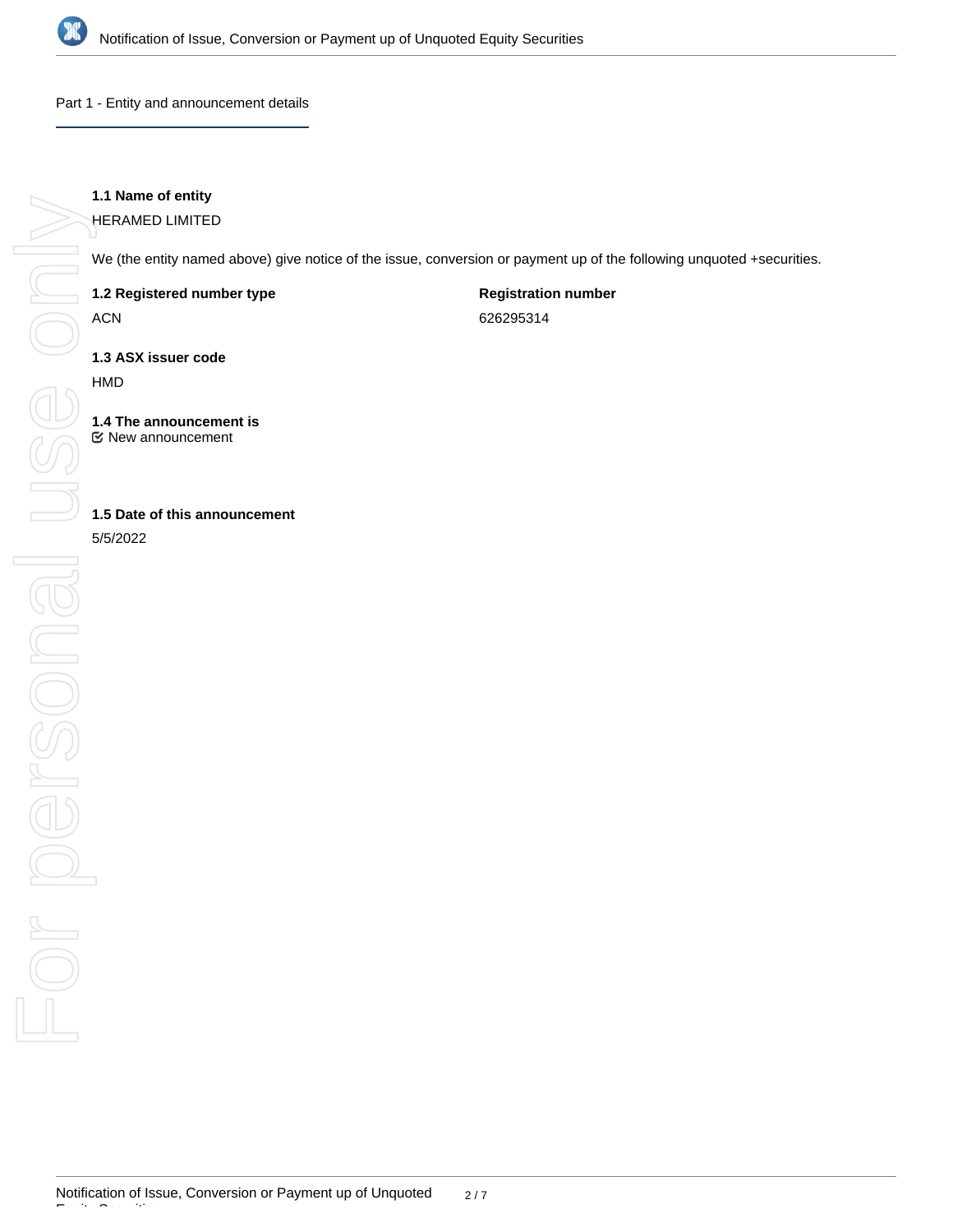Part 1 - Entity and announcement details

**1.1 Name of entity**

HERAMED LIMITED

We (the entity named above) give notice of the issue, conversion or payment up of the following unquoted +securities.

**1.2 Registered number type**

ACN

**Registration number**

626295314

**1.3 ASX issuer code**

HMD

**1.4 The announcement is**

☑ New announcement

**1.5 Date of this announcement**

5/5/2022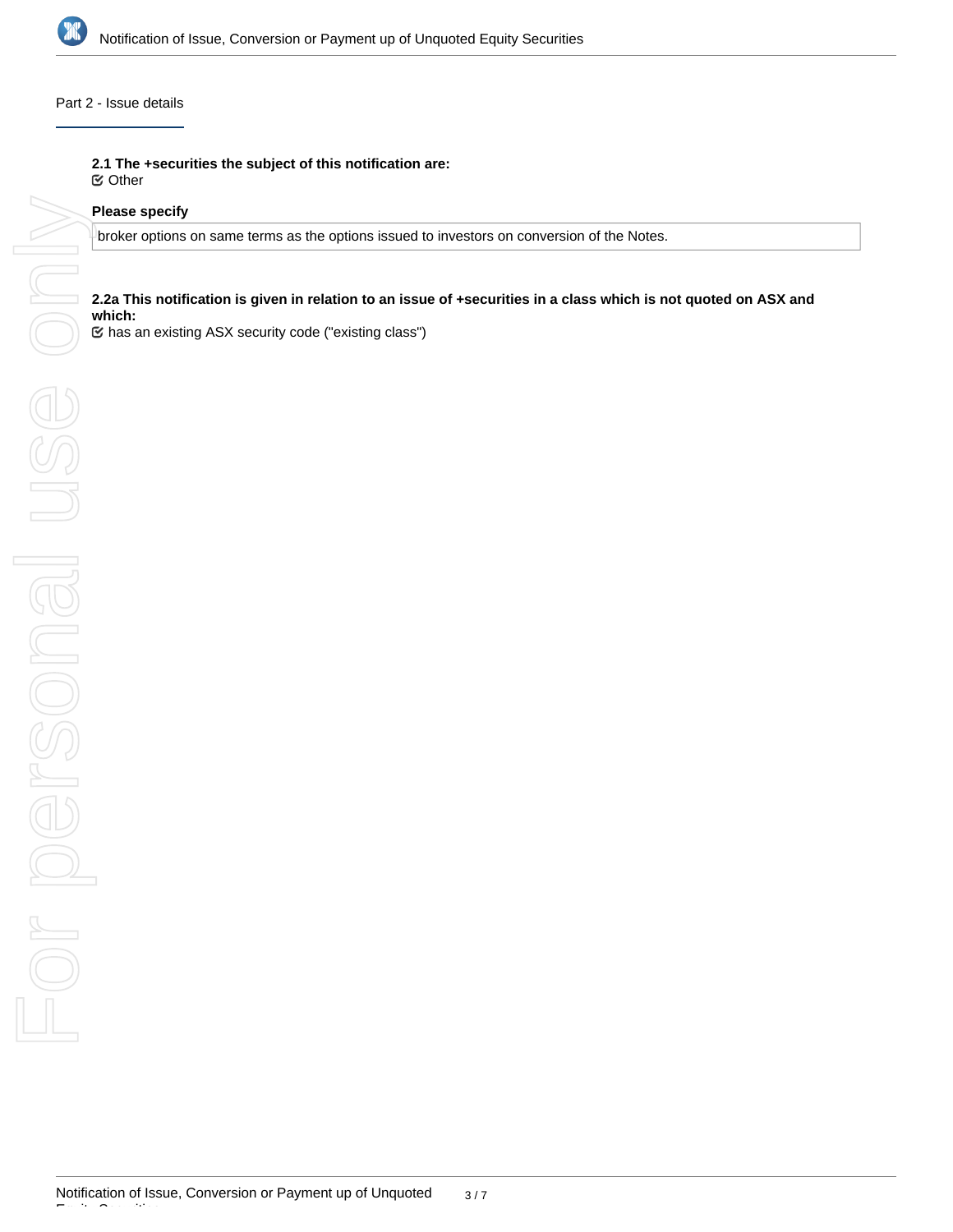## Part 2 - Issue details

**2.1 The +securities the subject of this notification are:**

☑ Other

**Please specify**

broker options on same terms as the options issued to investors on conversion of the Notes.

**2.2a This notification is given in relation to an issue of +securities in a class which is not quoted on ASX and which:**

☑ has an existing ASX security code ("existing class")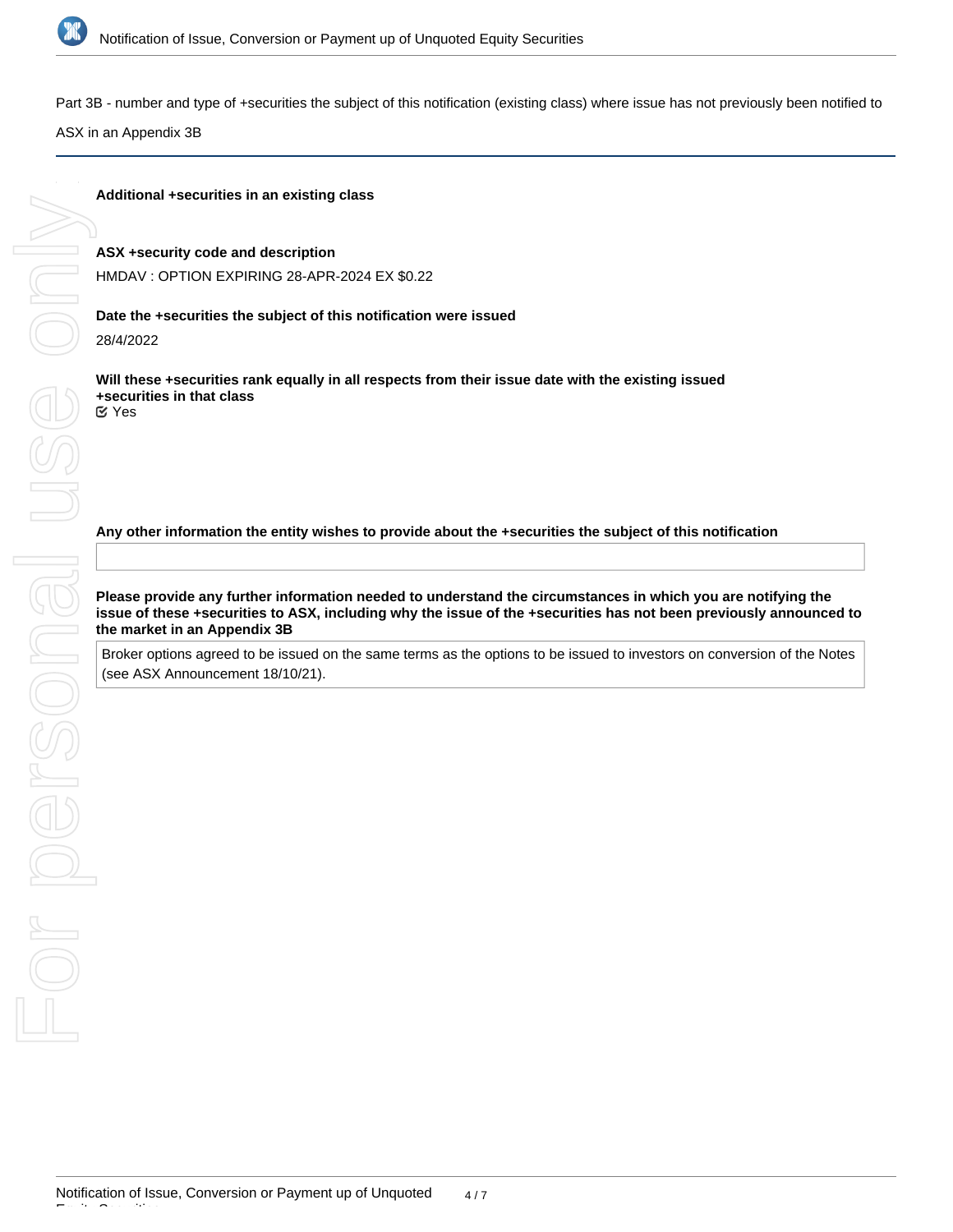Part 3B - number and type of +securities the subject of this notification (existing class) where issue has not previously been notified to ASX in an Appendix 3B

**Additional +securities in an existing class**

**ASX +security code and description**

HMDAV : OPTION EXPIRING 28-APR-2024 EX $0.22

**Date the +securities the subject of this notification were issued**

28/4/2022

**Will these +securities rank equally in all respects from their issue date with the existing issued +securities in that class**

☑ Yes

**Any other information the entity wishes to provide about the +securities the subject of this notification**

**Please provide any further information needed to understand the circumstances in which you are notifying the issue of these +securities to ASX, including why the issue of the +securities has not been previously announced to the market in an Appendix 3B**

Broker options agreed to be issued on the same terms as the options to be issued to investors on conversion of the Notes (see ASX Announcement 18/10/21).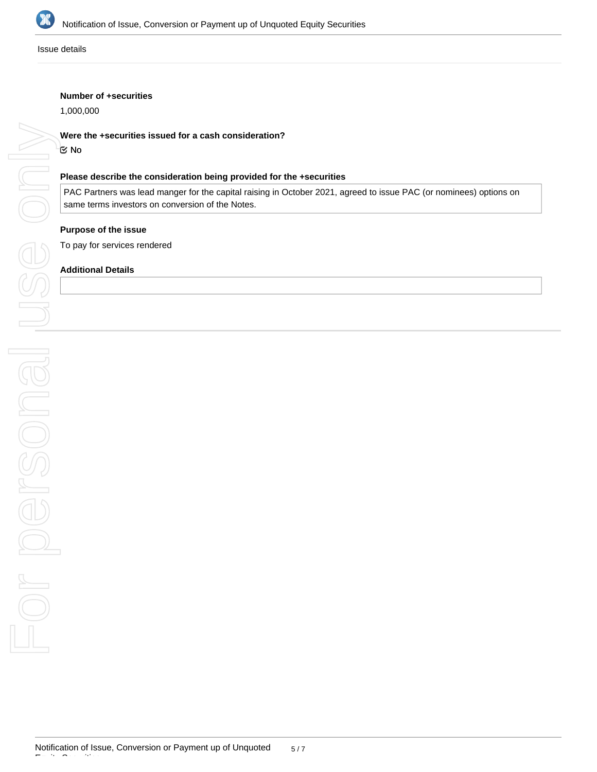Issue details

**Number of +securities**

1,000,000

**Were the +securities issued for a cash consideration?**

☑ No

**Please describe the consideration being provided for the +securities**

PAC Partners was lead manger for the capital raising in October 2021, agreed to issue PAC (or nominees) options on same terms investors on conversion of the Notes.

**Purpose of the issue**

To pay for services rendered

**Additional Details**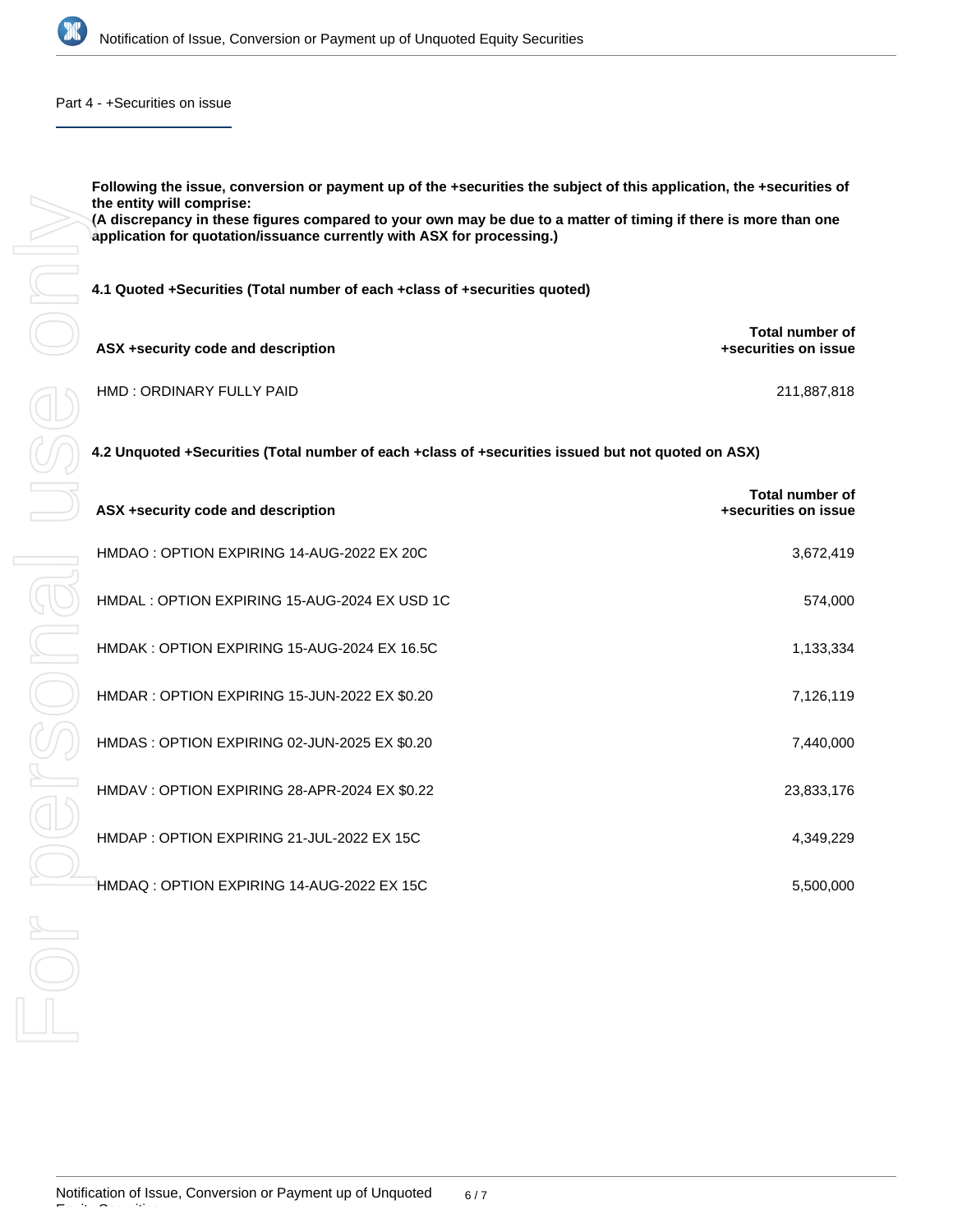## Part 4 - +Securities on issue

**Following the issue, conversion or payment up of the +securities the subject of this application, the +securities of the entity will comprise:**
**(A discrepancy in these figures compared to your own may be due to a matter of timing if there is more than one application for quotation/issuance currently with ASX for processing.)**

### 4.1 Quoted +Securities (Total number of each +class of +securities quoted)

| ASX +security code and description | Total number of +securities on issue |
|---|---|
| HMD : ORDINARY FULLY PAID | 211,887,818 |

### 4.2 Unquoted +Securities (Total number of each +class of +securities issued but not quoted on ASX)

| ASX +security code and description | Total number of +securities on issue |
|---|---|
| HMDAO : OPTION EXPIRING 14-AUG-2022 EX 20C | 3,672,419 |
| HMDAL : OPTION EXPIRING 15-AUG-2024 EX USD 1C | 574,000 |
| HMDAK : OPTION EXPIRING 15-AUG-2024 EX 16.5C | 1,133,334 |
| HMDAR : OPTION EXPIRING 15-JUN-2022 EX $0.20 | 7,126,119 |
| HMDAS : OPTION EXPIRING 02-JUN-2025 EX $0.20 | 7,440,000 |
| HMDAV : OPTION EXPIRING 28-APR-2024 EX $0.22 | 23,833,176 |
| HMDAP : OPTION EXPIRING 21-JUL-2022 EX 15C | 4,349,229 |
| HMDAQ : OPTION EXPIRING 14-AUG-2022 EX 15C | 5,500,000 |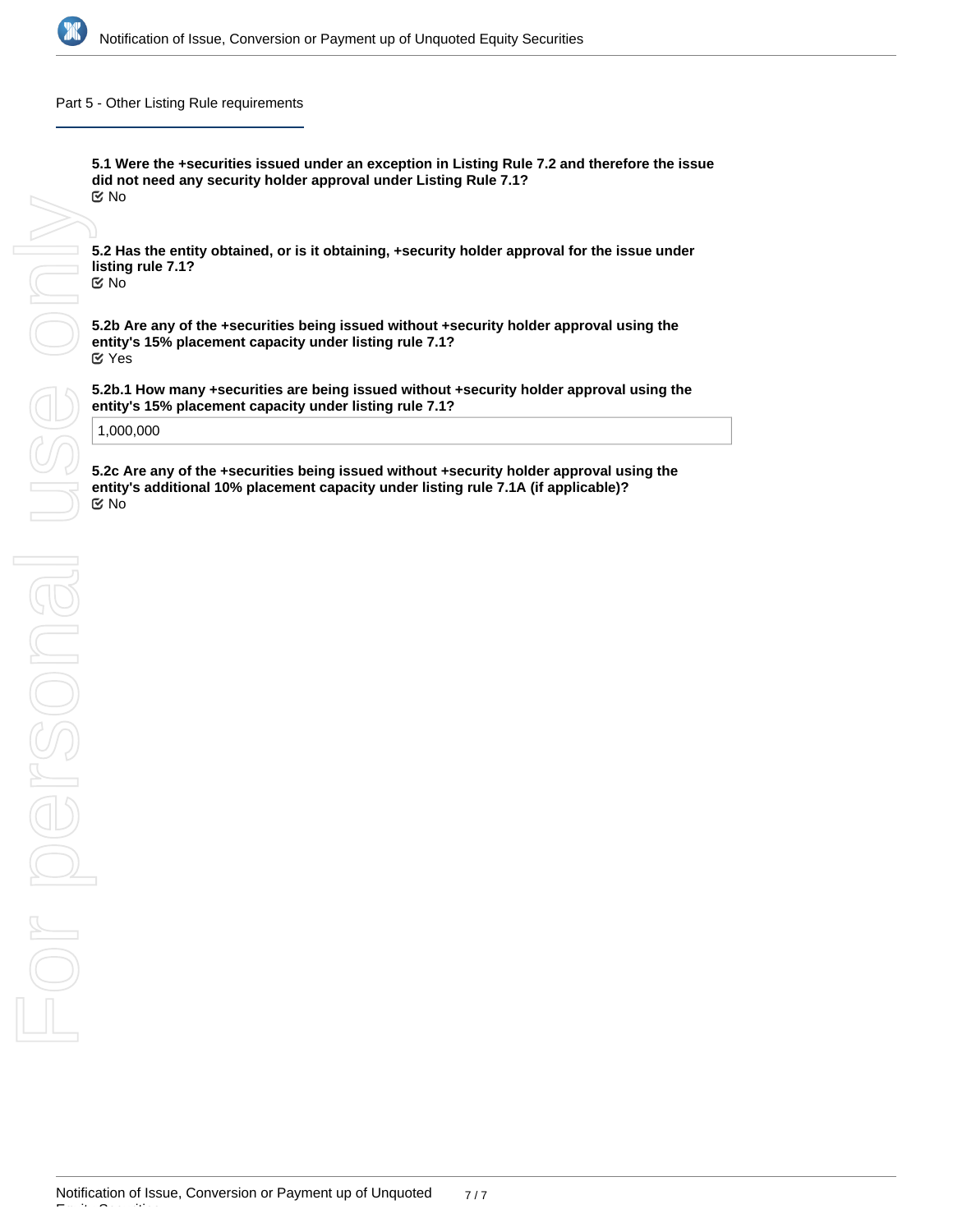## Part 5 - Other Listing Rule requirements

**5.1 Were the +securities issued under an exception in Listing Rule 7.2 and therefore the issue did not need any security holder approval under Listing Rule 7.1?**
☑ No

**5.2 Has the entity obtained, or is it obtaining, +security holder approval for the issue under listing rule 7.1?**
☑ No

**5.2b Are any of the +securities being issued without +security holder approval using the entity's 15% placement capacity under listing rule 7.1?**
☑ Yes

**5.2b.1 How many +securities are being issued without +security holder approval using the entity's 15% placement capacity under listing rule 7.1?**

1,000,000

**5.2c Are any of the +securities being issued without +security holder approval using the entity's additional 10% placement capacity under listing rule 7.1A (if applicable)?**
☑ No